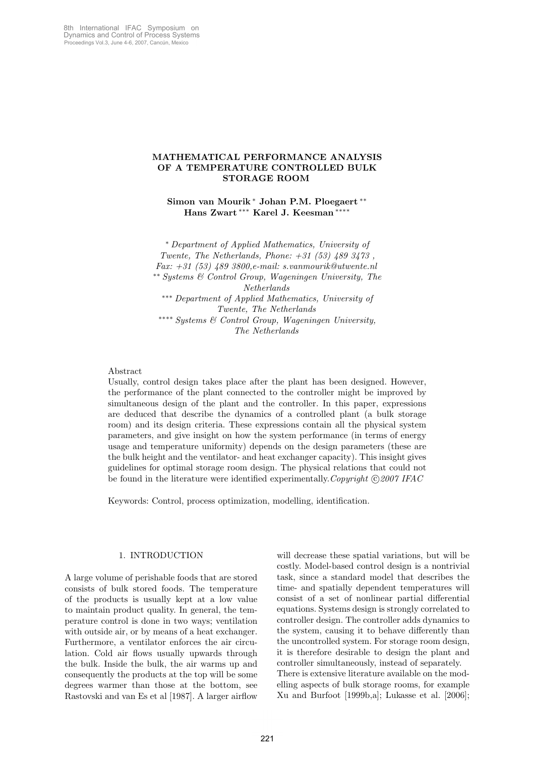# MATHEMATICAL PERFORMANCE ANALYSIS OF A TEMPERATURE CONTROLLED BULK STORAGE ROOM

**Simon van Mourik** [*] **Johan P.M. Ploegaert** [**] **Hans Zwart** [***] **Karel J. Keesman** [****]

[*] *Department of Applied Mathematics, University of Twente, The Netherlands, Phone: +31 (53) 489 3473 , Fax: +31 (53) 489 3800,e-mail: s.vanmourik@utwente.nl*
[**] *Systems & Control Group, Wageningen University, The Netherlands*
[***] *Department of Applied Mathematics, University of Twente, The Netherlands*
[****] *Systems & Control Group, Wageningen University, The Netherlands*

Abstract

Usually, control design takes place after the plant has been designed. However, the performance of the plant connected to the controller might be improved by simultaneous design of the plant and the controller. In this paper, expressions are deduced that describe the dynamics of a controlled plant (a bulk storage room) and its design criteria. These expressions contain all the physical system parameters, and give insight on how the system performance (in terms of energy usage and temperature uniformity) depends on the design parameters (these are the bulk height and the ventilator- and heat exchanger capacity). This insight gives guidelines for optimal storage room design. The physical relations that could not be found in the literature were identified experimentally. *Copyright © 2007 IFAC*

Keywords: Control, process optimization, modelling, identification.

## 1. INTRODUCTION

A large volume of perishable foods that are stored consists of bulk stored foods. The temperature of the products is usually kept at a low value to maintain product quality. In general, the temperature control is done in two ways; ventilation with outside air, or by means of a heat exchanger. Furthermore, a ventilator enforces the air circulation. Cold air flows usually upwards through the bulk. Inside the bulk, the air warms up and consequently the products at the top will be some degrees warmer than those at the bottom, see Rastovski and van Es et al [1987]. A larger airflow will decrease these spatial variations, but will be costly. Model-based control design is a nontrivial task, since a standard model that describes the time- and spatially dependent temperatures will consist of a set of nonlinear partial differential equations. Systems design is strongly correlated to controller design. The controller adds dynamics to the system, causing it to behave differently than the uncontrolled system. For storage room design, it is therefore desirable to design the plant and controller simultaneously, instead of separately.

There is extensive literature available on the modelling aspects of bulk storage rooms, for example Xu and Burfoot [1999b,a]; Lukasse et al. [2006];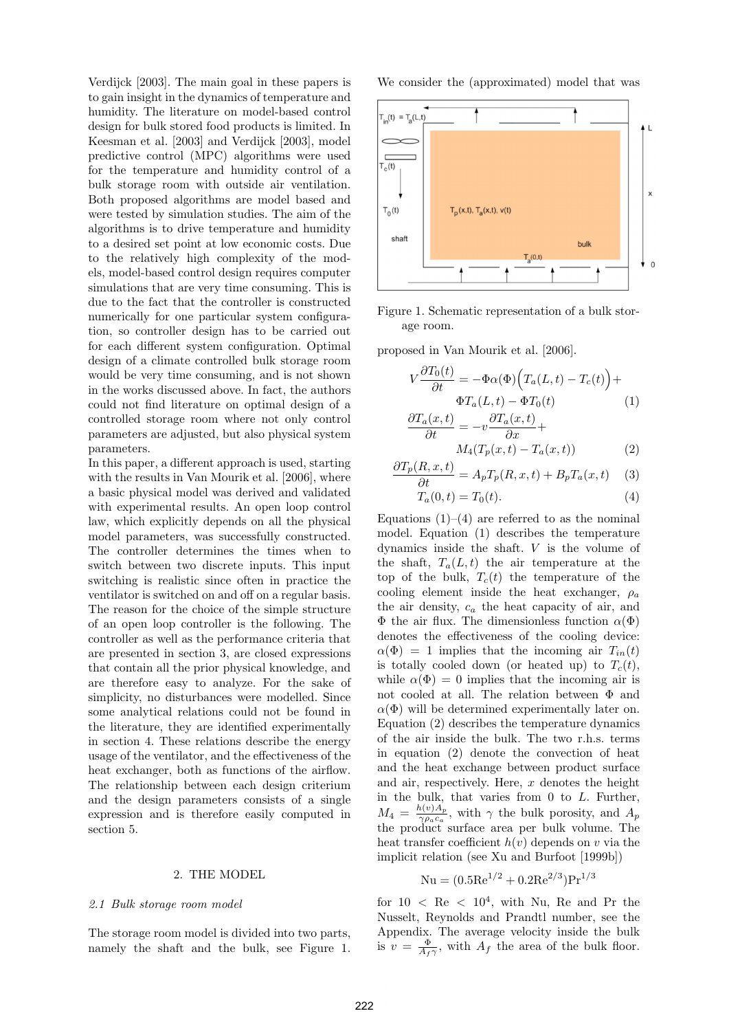Verdijck [2003]. The main goal in these papers is to gain insight in the dynamics of temperature and humidity. The literature on model-based control design for bulk stored food products is limited. In Keesman et al. [2003] and Verdijck [2003], model predictive control (MPC) algorithms were used for the temperature and humidity control of a bulk storage room with outside air ventilation. Both proposed algorithms are model based and were tested by simulation studies. The aim of the algorithms is to drive temperature and humidity to a desired set point at low economic costs. Due to the relatively high complexity of the models, model-based control design requires computer simulations that are very time consuming. This is due to the fact that the controller is constructed numerically for one particular system configuration, so controller design has to be carried out for each different system configuration. Optimal design of a climate controlled bulk storage room would be very time consuming, and is not shown in the works discussed above. In fact, the authors could not find literature on optimal design of a controlled storage room where not only control parameters are adjusted, but also physical system parameters.

In this paper, a different approach is used, starting with the results in Van Mourik et al. [2006], where a basic physical model was derived and validated with experimental results. An open loop control law, which explicitly depends on all the physical model parameters, was successfully constructed. The controller determines the times when to switch between two discrete inputs. This input switching is realistic since often in practice the ventilator is switched on and off on a regular basis. The reason for the choice of the simple structure of an open loop controller is the following. The controller as well as the performance criteria that are presented in section 3, are closed expressions that contain all the prior physical knowledge, and are therefore easy to analyze. For the sake of simplicity, no disturbances were modelled. Since some analytical relations could not be found in the literature, they are identified experimentally in section 4. These relations describe the energy usage of the ventilator, and the effectiveness of the heat exchanger, both as functions of the airflow. The relationship between each design criterium and the design parameters consists of a single expression and is therefore easily computed in section 5.

## 2. THE MODEL

### 2.1 Bulk storage room model

The storage room model is divided into two parts, namely the shaft and the bulk, see Figure 1. We consider the (approximated) model that was

Figure 1. Schematic representation of a bulk storage room.

proposed in Van Mourik et al. [2006].

$$V\frac{\partial T_0(t)}{\partial t} = -\Phi\alpha(\Phi)\Big(T_a(L,t) - T_c(t)\Big) + \Phi T_a(L,t) - \Phi T_0(t) \tag{1}$$

$$\frac{\partial T_a(x,t)}{\partial t} = -v\frac{\partial T_a(x,t)}{\partial x} + M_4(T_p(x,t) - T_a(x,t)) \tag{2}$$

$$\frac{\partial T_p(R,x,t)}{\partial t} = A_p T_p(R,x,t) + B_p T_a(x,t) \tag{3}$$

$$T_a(0,t) = T_0(t). \tag{4}$$

Equations (1)–(4) are referred to as the nominal model. Equation (1) describes the temperature dynamics inside the shaft. $V$ is the volume of the shaft, $T_a(L,t)$ the air temperature at the top of the bulk, $T_c(t)$ the temperature of the cooling element inside the heat exchanger, $\rho_a$ the air density, $c_a$ the heat capacity of air, and $\Phi$ the air flux. The dimensionless function $\alpha(\Phi)$ denotes the effectiveness of the cooling device: $\alpha(\Phi) = 1$ implies that the incoming air $T_{in}(t)$ is totally cooled down (or heated up) to $T_c(t)$, while $\alpha(\Phi) = 0$ implies that the incoming air is not cooled at all. The relation between $\Phi$ and $\alpha(\Phi)$ will be determined experimentally later on. Equation (2) describes the temperature dynamics of the air inside the bulk. The two r.h.s. terms in equation (2) denote the convection of heat and the heat exchange between product surface and air, respectively. Here, $x$ denotes the height in the bulk, that varies from 0 to $L$. Further, $M_4 = \frac{h(v)A_p}{\gamma\rho_a c_a}$, with $\gamma$ the bulk porosity, and $A_p$ the product surface area per bulk volume. The heat transfer coefficient $h(v)$ depends on $v$ via the implicit relation (see Xu and Burfoot [1999b])

$$\text{Nu} = (0.5\text{Re}^{1/2} + 0.2\text{Re}^{2/3})\text{Pr}^{1/3}$$

for $10 < \text{Re} < 10^4$, with Nu, Re and Pr the Nusselt, Reynolds and Prandtl number, see the Appendix. The average velocity inside the bulk is $v = \frac{\Phi}{A_f\gamma}$, with $A_f$ the area of the bulk floor.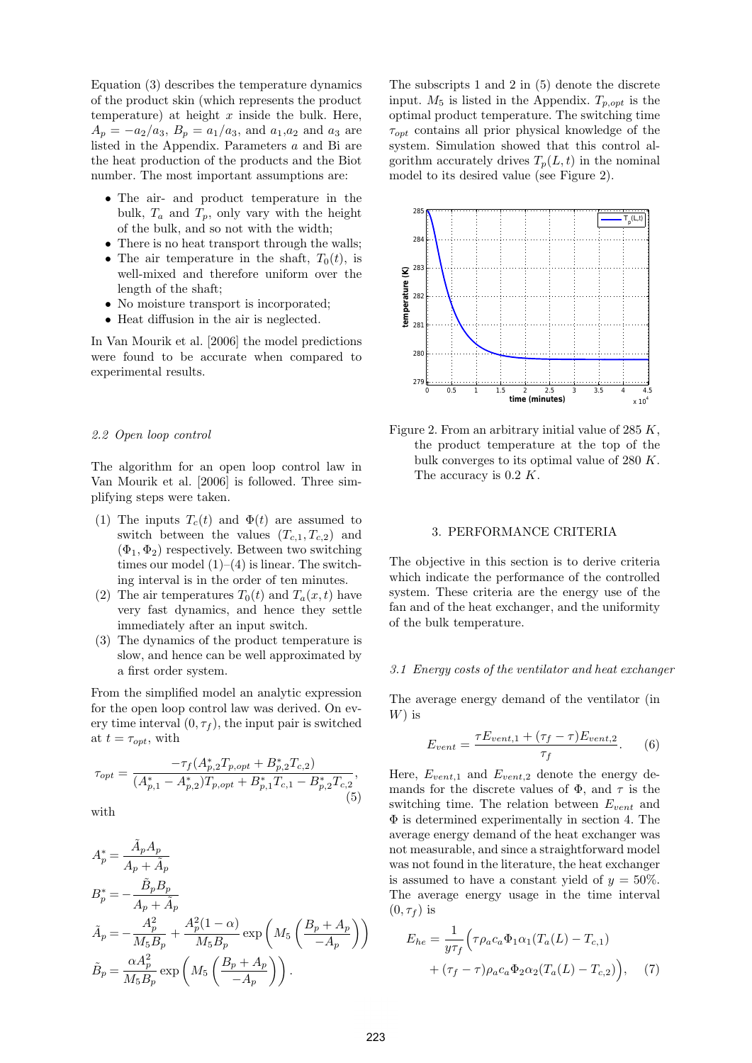Equation (3) describes the temperature dynamics of the product skin (which represents the product temperature) at height $x$ inside the bulk. Here, $A_p = -a_2/a_3$, $B_p = a_1/a_3$, and $a_1$,$a_2$ and $a_3$ are listed in the Appendix. Parameters $a$ and Bi are the heat production of the products and the Biot number. The most important assumptions are:

- The air- and product temperature in the bulk, $T_a$ and $T_p$, only vary with the height of the bulk, and so not with the width;
- There is no heat transport through the walls;
- The air temperature in the shaft, $T_0(t)$, is well-mixed and therefore uniform over the length of the shaft;
- No moisture transport is incorporated;
- Heat diffusion in the air is neglected.

In Van Mourik et al. [2006] the model predictions were found to be accurate when compared to experimental results.

### 2.2 Open loop control

The algorithm for an open loop control law in Van Mourik et al. [2006] is followed. Three simplifying steps were taken.

1. The inputs $T_c(t)$ and $\Phi(t)$ are assumed to switch between the values $(T_{c,1}, T_{c,2})$ and $(\Phi_1, \Phi_2)$ respectively. Between two switching times our model (1)–(4) is linear. The switching interval is in the order of ten minutes.
2. The air temperatures $T_0(t)$ and $T_a(x,t)$ have very fast dynamics, and hence they settle immediately after an input switch.
3. The dynamics of the product temperature is slow, and hence can be well approximated by a first order system.

From the simplified model an analytic expression for the open loop control law was derived. On every time interval $(0, \tau_f)$, the input pair is switched at $t = \tau_{opt}$, with

$$\tau_{opt} = \frac{-\tau_f(A^*_{p,2}T_{p,opt} + B^*_{p,2}T_{c,2})}{(A^*_{p,1} - A^*_{p,2})T_{p,opt} + B^*_{p,1}T_{c,1} - B^*_{p,2}T_{c,2}}, \quad (5)$$

with

$$A^*_p = \frac{\tilde{A}_p A_p}{A_p + \tilde{A}_p}$$

$$B^*_p = -\frac{\tilde{B}_p B_p}{A_p + \tilde{A}_p}$$

$$\tilde{A}_p = -\frac{A_p^2}{M_5 B_p} + \frac{A_p^2(1-\alpha)}{M_5 B_p}\exp\left(M_5\left(\frac{B_p + A_p}{-A_p}\right)\right)$$

$$\tilde{B}_p = \frac{\alpha A_p^2}{M_5 B_p}\exp\left(M_5\left(\frac{B_p + A_p}{-A_p}\right)\right).$$

The subscripts 1 and 2 in (5) denote the discrete input. $M_5$ is listed in the Appendix. $T_{p,opt}$ is the optimal product temperature. The switching time $\tau_{opt}$ contains all prior physical knowledge of the system. Simulation showed that this control algorithm accurately drives $T_p(L,t)$ in the nominal model to its desired value (see Figure 2).

Figure 2. From an arbitrary initial value of 285 $K$, the product temperature at the top of the bulk converges to its optimal value of 280 $K$. The accuracy is 0.2 $K$.

## 3. PERFORMANCE CRITERIA

The objective in this section is to derive criteria which indicate the performance of the controlled system. These criteria are the energy use of the fan and of the heat exchanger, and the uniformity of the bulk temperature.

### 3.1 Energy costs of the ventilator and heat exchanger

The average energy demand of the ventilator (in $W$) is

$$E_{vent} = \frac{\tau E_{vent,1} + (\tau_f - \tau)E_{vent,2}}{\tau_f}. \quad (6)$$

Here, $E_{vent,1}$ and $E_{vent,2}$ denote the energy demands for the discrete values of $\Phi$, and $\tau$ is the switching time. The relation between $E_{vent}$ and $\Phi$ is determined experimentally in section 4. The average energy demand of the heat exchanger was not measurable, and since a straightforward model was not found in the literature, the heat exchanger is assumed to have a constant yield of $y = 50\%$. The average energy usage in the time interval $(0, \tau_f)$ is

$$E_{he} = \frac{1}{y\tau_f}\Big(\tau\rho_a c_a \Phi_1 \alpha_1 (T_a(L) - T_{c,1}) + (\tau_f - \tau)\rho_a c_a \Phi_2 \alpha_2 (T_a(L) - T_{c,2})\Big), \quad (7)$$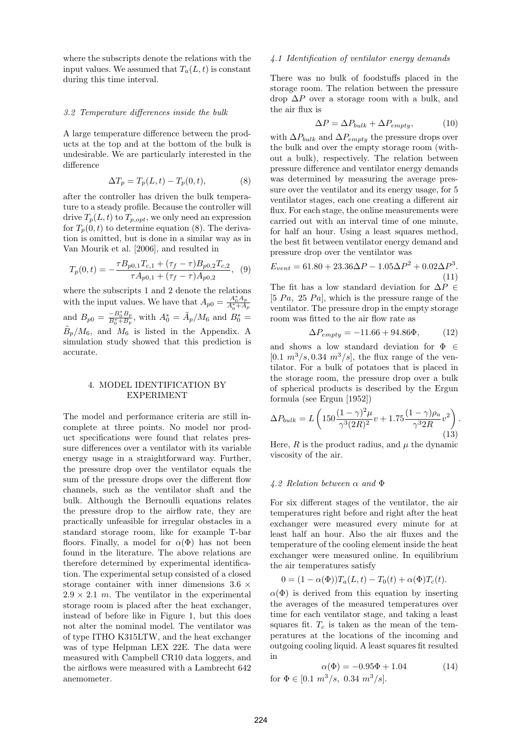where the subscripts denote the relations with the input values. We assumed that $T_a(L,t)$ is constant during this time interval.

### *3.2 Temperature differences inside the bulk*

A large temperature difference between the products at the top and at the bottom of the bulk is undesirable. We are particularly interested in the difference

$$\Delta T_p = T_p(L,t) - T_p(0,t), \tag{8}$$

after the controller has driven the bulk temperature to a steady profile. Because the controller will drive $T_p(L,t)$ to $T_{p,opt}$, we only need an expression for $T_p(0,t)$ to determine equation (8). The derivation is omitted, but is done in a similar way as in Van Mourik et al. [2006], and resulted in

$$T_p(0,t) = -\frac{\tau B_{p0,1}T_{c,1} + (\tau_f - \tau)B_{p0,2}T_{c,2}}{\tau A_{p0,1} + (\tau_f - \tau)A_{p0,2}}, \tag{9}$$

where the subscripts 1 and 2 denote the relations with the input values. We have that $A_{p0} = \frac{A_0^* A_p}{A_0^* + A_p}$ and $B_{p0} = \frac{-B_0^* B_p}{B_0^* + B_p}$, with $A_0^* = \tilde{A}_p/M_6$ and $B_0^* = \tilde{B}_p/M_6$, and $M_6$ is listed in the Appendix. A simulation study showed that this prediction is accurate.

## 4. MODEL IDENTIFICATION BY EXPERIMENT

The model and performance criteria are still incomplete at three points. No model nor product specifications were found that relates pressure differences over a ventilator with its variable energy usage in a straightforward way. Further, the pressure drop over the ventilator equals the sum of the pressure drops over the different flow channels, such as the ventilator shaft and the bulk. Although the Bernoulli equations relates the pressure drop to the airflow rate, they are practically unfeasible for irregular obstacles in a standard storage room, like for example T-bar floors. Finally, a model for $\alpha(\Phi)$ has not been found in the literature. The above relations are therefore determined by experimental identification. The experimental setup consisted of a closed storage container with inner dimensions $3.6 \times 2.9 \times 2.1$ $m$. The ventilator in the experimental storage room is placed after the heat exchanger, instead of before like in Figure 1, but this does not alter the nominal model. The ventilator was of type ITHO K315LTW, and the heat exchanger was of type Helpman LEX 22E. The data were measured with Campbell CR10 data loggers, and the airflows were measured with a Lambrecht 642 anemometer.

### *4.1 Identification of ventilator energy demands*

There was no bulk of foodstuffs placed in the storage room. The relation between the pressure drop $\Delta P$ over a storage room with a bulk, and the air flux is

$$\Delta P = \Delta P_{bulk} + \Delta P_{empty}, \tag{10}$$

with $\Delta P_{bulk}$ and $\Delta P_{empty}$ the pressure drops over the bulk and over the empty storage room (without a bulk), respectively. The relation between pressure difference and ventilator energy demands was determined by measuring the average pressure over the ventilator and its energy usage, for 5 ventilator stages, each one creating a different air flux. For each stage, the online measurements were carried out with an interval time of one minute, for half an hour. Using a least squares method, the best fit between ventilator energy demand and pressure drop over the ventilator was

$$E_{vent} = 61.80 + 23.36\Delta P - 1.05\Delta P^2 + 0.02\Delta P^3. \tag{11}$$

The fit has a low standard deviation for $\Delta P \in [5\ Pa,\ 25\ Pa]$, which is the pressure range of the ventilator. The pressure drop in the empty storage room was fitted to the air flow rate as

$$\Delta P_{empty} = -11.66 + 94.86\Phi, \tag{12}$$

and shows a low standard deviation for $\Phi \in [0.1\ m^3/s, 0.34\ m^3/s]$, the flux range of the ventilator. For a bulk of potatoes that is placed in the storage room, the pressure drop over a bulk of spherical products is described by the Ergun formula (see Ergun [1952])

$$\Delta P_{bulk} = L\left(150\frac{(1-\gamma)^2\mu}{\gamma^3(2R)^2}v + 1.75\frac{(1-\gamma)\rho_a}{\gamma^3 2R}v^2\right). \tag{13}$$

Here, $R$ is the product radius, and $\mu$ the dynamic viscosity of the air.

### *4.2 Relation between $\alpha$ and $\Phi$*

For six different stages of the ventilator, the air temperatures right before and right after the heat exchanger were measured every minute for at least half an hour. Also the air fluxes and the temperature of the cooling element inside the heat exchanger were measured online. In equilibrium the air temperatures satisfy

$$0 = (1 - \alpha(\Phi))T_a(L,t) - T_0(t) + \alpha(\Phi)T_c(t).$$

$\alpha(\Phi)$ is derived from this equation by inserting the averages of the measured temperatures over time for each ventilator stage, and taking a least squares fit. $T_c$ is taken as the mean of the temperatures at the locations of the incoming and outgoing cooling liquid. A least squares fit resulted in

$$\alpha(\Phi) = -0.95\Phi + 1.04 \tag{14}$$

for $\Phi \in [0.1\ m^3/s,\ 0.34\ m^3/s]$.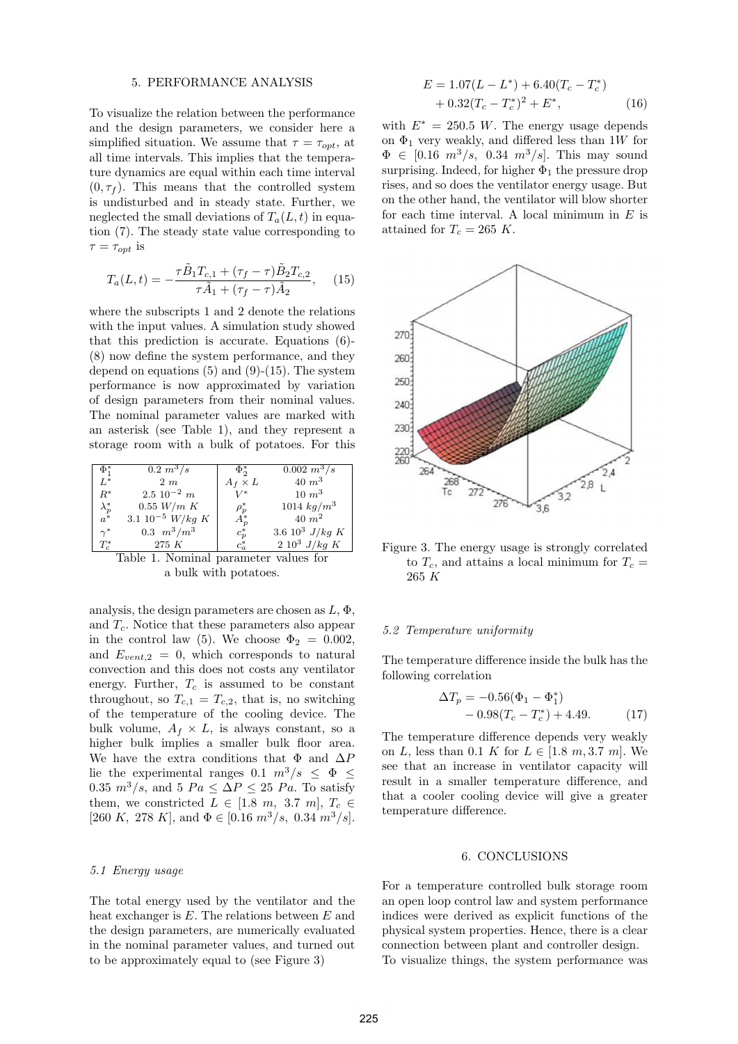## 5. PERFORMANCE ANALYSIS

To visualize the relation between the performance and the design parameters, we consider here a simplified situation. We assume that $\tau = \tau_{opt}$, at all time intervals. This implies that the temperature dynamics are equal within each time interval $(0, \tau_f)$. This means that the controlled system is undisturbed and in steady state. Further, we neglected the small deviations of $T_a(L, t)$ in equation (7). The steady state value corresponding to $\tau = \tau_{opt}$ is

$$T_a(L, t) = -\frac{\tau \tilde{B}_1 T_{c,1} + (\tau_f - \tau)\tilde{B}_2 T_{c,2}}{\tau \tilde{A}_1 + (\tau_f - \tau)\tilde{A}_2}, \quad (15)$$

where the subscripts 1 and 2 denote the relations with the input values. A simulation study showed that this prediction is accurate. Equations (6)-(8) now define the system performance, and they depend on equations (5) and (9)-(15). The system performance is now approximated by variation of design parameters from their nominal values. The nominal parameter values are marked with an asterisk (see Table 1), and they represent a storage room with a bulk of potatoes. For this

| | | | |
|---|---|---|---|
| $\Phi_1^*$ | $0.2\ m^3/s$ | $\Phi_2^*$ | $0.002\ m^3/s$ |
| $L^*$ | $2\ m$ | $A_f \times L$ | $40\ m^3$ |
| $R^*$ | $2.5\ 10^{-2}\ m$ | $V^*$ | $10\ m^3$ |
| $\lambda_p^*$ | $0.55\ W/m\ K$ | $\rho_p^*$ | $1014\ kg/m^3$ |
| $a^*$ | $3.1\ 10^{-5}\ W/kg\ K$ | $A_p^*$ | $40\ m^2$ |
| $\gamma^*$ | $0.3\ \ m^3/m^3$ | $c_p^*$ | $3.6\ 10^3\ J/kg\ K$ |
| $T_c^*$ | $275\ K$ | $c_a^*$ | $2\ 10^3\ J/kg\ K$ |

Table 1. Nominal parameter values for a bulk with potatoes.

analysis, the design parameters are chosen as $L$, $\Phi$, and $T_c$. Notice that these parameters also appear in the control law (5). We choose $\Phi_2 = 0.002$, and $E_{vent,2} = 0$, which corresponds to natural convection and this does not costs any ventilator energy. Further, $T_c$ is assumed to be constant throughout, so $T_{c,1} = T_{c,2}$, that is, no switching of the temperature of the cooling device. The bulk volume, $A_f \times L$, is always constant, so a higher bulk implies a smaller bulk floor area. We have the extra conditions that $\Phi$ and $\Delta P$ lie the experimental ranges $0.1\ m^3/s \leq \Phi \leq 0.35\ m^3/s$, and $5\ Pa \leq \Delta P \leq 25\ Pa$. To satisfy them, we constricted $L \in [1.8\ m,\ 3.7\ m]$, $T_c \in [260\ K,\ 278\ K]$, and $\Phi \in [0.16\ m^3/s,\ 0.34\ m^3/s]$.

### 5.1 Energy usage

The total energy used by the ventilator and the heat exchanger is $E$. The relations between $E$ and the design parameters, are numerically evaluated in the nominal parameter values, and turned out to be approximately equal to (see Figure 3)

$$E = 1.07(L - L^*) + 6.40(T_c - T_c^*) + 0.32(T_c - T_c^*)^2 + E^*, \quad (16)$$

with $E^* = 250.5\ W$. The energy usage depends on $\Phi_1$ very weakly, and differed less than $1W$ for $\Phi \in [0.16\ m^3/s,\ 0.34\ m^3/s]$. This may sound surprising. Indeed, for higher $\Phi_1$ the pressure drop rises, and so does the ventilator energy usage. But on the other hand, the ventilator will blow shorter for each time interval. A local minimum in $E$ is attained for $T_c = 265\ K$.

Figure 3. The energy usage is strongly correlated to $T_c$, and attains a local minimum for $T_c = 265\ K$

### 5.2 Temperature uniformity

The temperature difference inside the bulk has the following correlation

$$\Delta T_p = -0.56(\Phi_1 - \Phi_1^*) - 0.98(T_c - T_c^*) + 4.49. \quad (17)$$

The temperature difference depends very weakly on $L$, less than $0.1\ K$ for $L \in [1.8\ m, 3.7\ m]$. We see that an increase in ventilator capacity will result in a smaller temperature difference, and that a cooler cooling device will give a greater temperature difference.

## 6. CONCLUSIONS

For a temperature controlled bulk storage room an open loop control law and system performance indices were derived as explicit functions of the physical system properties. Hence, there is a clear connection between plant and controller design.
To visualize things, the system performance was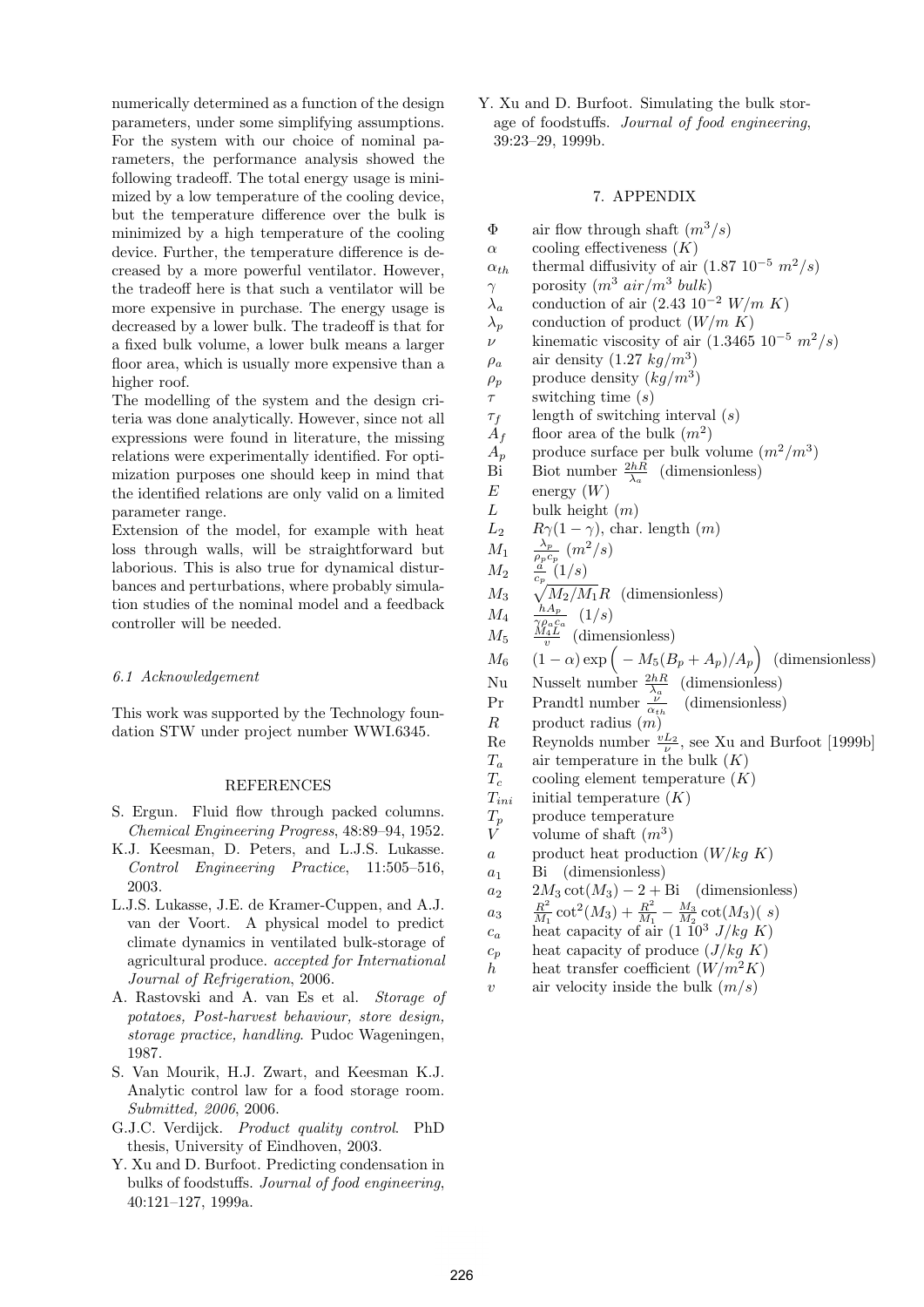numerically determined as a function of the design parameters, under some simplifying assumptions. For the system with our choice of nominal parameters, the performance analysis showed the following tradeoff. The total energy usage is minimized by a low temperature of the cooling device, but the temperature difference over the bulk is minimized by a high temperature of the cooling device. Further, the temperature difference is decreased by a more powerful ventilator. However, the tradeoff here is that such a ventilator will be more expensive in purchase. The energy usage is decreased by a lower bulk. The tradeoff is that for a fixed bulk volume, a lower bulk means a larger floor area, which is usually more expensive than a higher roof.

The modelling of the system and the design criteria was done analytically. However, since not all expressions were found in literature, the missing relations were experimentally identified. For optimization purposes one should keep in mind that the identified relations are only valid on a limited parameter range.

Extension of the model, for example with heat loss through walls, will be straightforward but laborious. This is also true for dynamical disturbances and perturbations, where probably simulation studies of the nominal model and a feedback controller will be needed.

### 6.1 Acknowledgement

This work was supported by the Technology foundation STW under project number WWI.6345.

## REFERENCES

- S. Ergun. Fluid flow through packed columns. *Chemical Engineering Progress*, 48:89–94, 1952.
- K.J. Keesman, D. Peters, and L.J.S. Lukasse. *Control Engineering Practice*, 11:505–516, 2003.
- L.J.S. Lukasse, J.E. de Kramer-Cuppen, and A.J. van der Voort. A physical model to predict climate dynamics in ventilated bulk-storage of agricultural produce. *accepted for International Journal of Refrigeration*, 2006.
- A. Rastovski and A. van Es et al. *Storage of potatoes, Post-harvest behaviour, store design, storage practice, handling*. Pudoc Wageningen, 1987.
- S. Van Mourik, H.J. Zwart, and Keesman K.J. Analytic control law for a food storage room. *Submitted, 2006*, 2006.
- G.J.C. Verdijck. *Product quality control*. PhD thesis, University of Eindhoven, 2003.
- Y. Xu and D. Burfoot. Predicting condensation in bulks of foodstuffs. *Journal of food engineering*, 40:121–127, 1999a.
- Y. Xu and D. Burfoot. Simulating the bulk storage of foodstuffs. *Journal of food engineering*, 39:23–29, 1999b.

## 7. APPENDIX

| | |
|---|---|
| $\Phi$ | air flow through shaft ($m^3/s$) |
| $\alpha$ | cooling effectiveness ($K$) |
| $\alpha_{th}$ | thermal diffusivity of air ($1.87\ 10^{-5}\ m^2/s$) |
| $\gamma$ | porosity ($m^3\ air/m^3\ bulk$) |
| $\lambda_a$ | conduction of air ($2.43\ 10^{-2}\ W/m\ K$) |
| $\lambda_p$ | conduction of product ($W/m\ K$) |
| $\nu$ | kinematic viscosity of air ($1.3465\ 10^{-5}\ m^2/s$) |
| $\rho_a$ | air density ($1.27\ kg/m^3$) |
| $\rho_p$ | produce density ($kg/m^3$) |
| $\tau$ | switching time ($s$) |
| $\tau_f$ | length of switching interval ($s$) |
| $A_f$ | floor area of the bulk ($m^2$) |
| $A_p$ | produce surface per bulk volume ($m^2/m^3$) |
| Bi | Biot number $\frac{2hR}{\lambda_a}$ (dimensionless) |
| $E$ | energy ($W$) |
| $L$ | bulk height ($m$) |
| $L_2$ | $R\gamma(1-\gamma)$, char. length ($m$) |
| $M_1$ | $\frac{\lambda_p}{\rho_p c_p}$ ($m^2/s$) |
| $M_2$ | $\frac{a}{c_p}$ ($1/s$) |
| $M_3$ | $\sqrt{M_2/M_1}R$ (dimensionless) |
| $M_4$ | $\frac{hA_p}{\gamma\rho_a c_a}$ ($1/s$) |
| $M_5$ | $\frac{M_4 L}{v}$ (dimensionless) |
| $M_6$ | $(1-\alpha)\exp\Big(-M_5(B_p+A_p)/A_p\Big)$ (dimensionless) |
| Nu | Nusselt number $\frac{2hR}{\lambda_a}$ (dimensionless) |
| Pr | Prandtl number $\frac{\nu}{\alpha_{th}}$ (dimensionless) |
| $R$ | product radius ($m$) |
| Re | Reynolds number $\frac{vL_2}{\nu}$, see Xu and Burfoot [1999b] |
| $T_a$ | air temperature in the bulk ($K$) |
| $T_c$ | cooling element temperature ($K$) |
| $T_{ini}$ | initial temperature ($K$) |
| $T_p$ | produce temperature |
| $V$ | volume of shaft ($m^3$) |
| $a$ | product heat production ($W/kg\ K$) |
| $a_1$ | Bi (dimensionless) |
| $a_2$ | $2M_3\cot(M_3) - 2 + \mathrm{Bi}$ (dimensionless) |
| $a_3$ | $\frac{R^2}{M_1}\cot^2(M_3) + \frac{R^2}{M_1} - \frac{M_3}{M_2}\cot(M_3)$( $s$) |
| $c_a$ | heat capacity of air ($1\ 10^3\ J/kg\ K$) |
| $c_p$ | heat capacity of produce ($J/kg\ K$) |
| $h$ | heat transfer coefficient ($W/m^2K$) |
| $v$ | air velocity inside the bulk ($m/s$) |